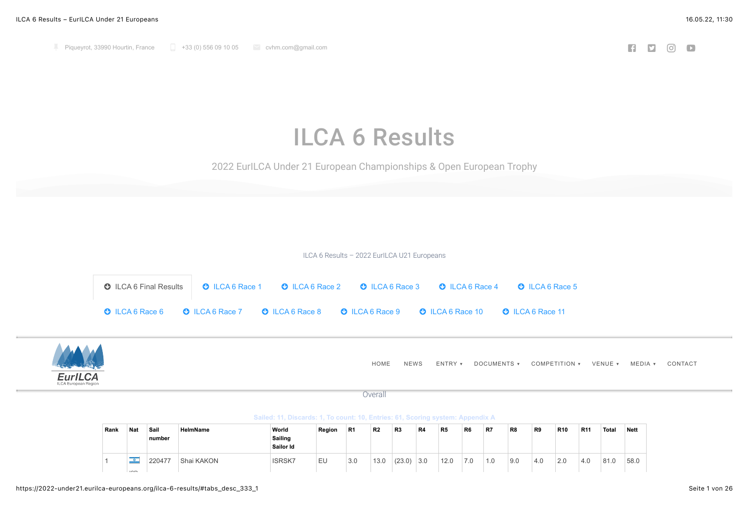Piqueyrot, 33990 Hourtin, France +33 (0) 556 09 10 05 cvhm.com@gmail.com

# ILCA 6 Results

2022 EurILCA Under 21 European Championships & Open European Trophy

ILCA 6 Results – 2022 EurILCA U21 Europeans

- ILCA 6 Final Results
- ILCA 6 Race 1
- ILCA 6 Race 2
- ILCA 6 Race 3
- ILCA 6 Race 4
- ILCA 6 Race 5
- ILCA 6 Race 6
- ILCA 6 Race 7
- ILCA 6 Race 8
- ILCA 6 Race 9
- ILCA 6 Race 10
- ILCA 6 Race 11

HOME NEWS ENTRY ▾ DOCUMENTS ▾ COMPETITION ▾ VENUE ▾ MEDIA ▾ CONTACT

Overall

Sailed: 11, Discards: 1, To count: 10, Entries: 61, Scoring system: Appendix A

| Rank | Nat | Sail number | HelmName | World Sailing Sailor Id | Region | R1 | R2 | R3 | R4 | R5 | R6 | R7 | R8 | R9 | R10 | R11 | Total | Nett |
|---|---|---|---|---|---|---|---|---|---|---|---|---|---|---|---|---|---|---|
| 1 | ISR | 220477 | Shai KAKON | ISRSK7 | EU | 3.0 | 13.0 | (23.0) | 3.0 | 12.0 | 7.0 | 1.0 | 9.0 | 4.0 | 2.0 | 4.0 | 81.0 | 58.0 |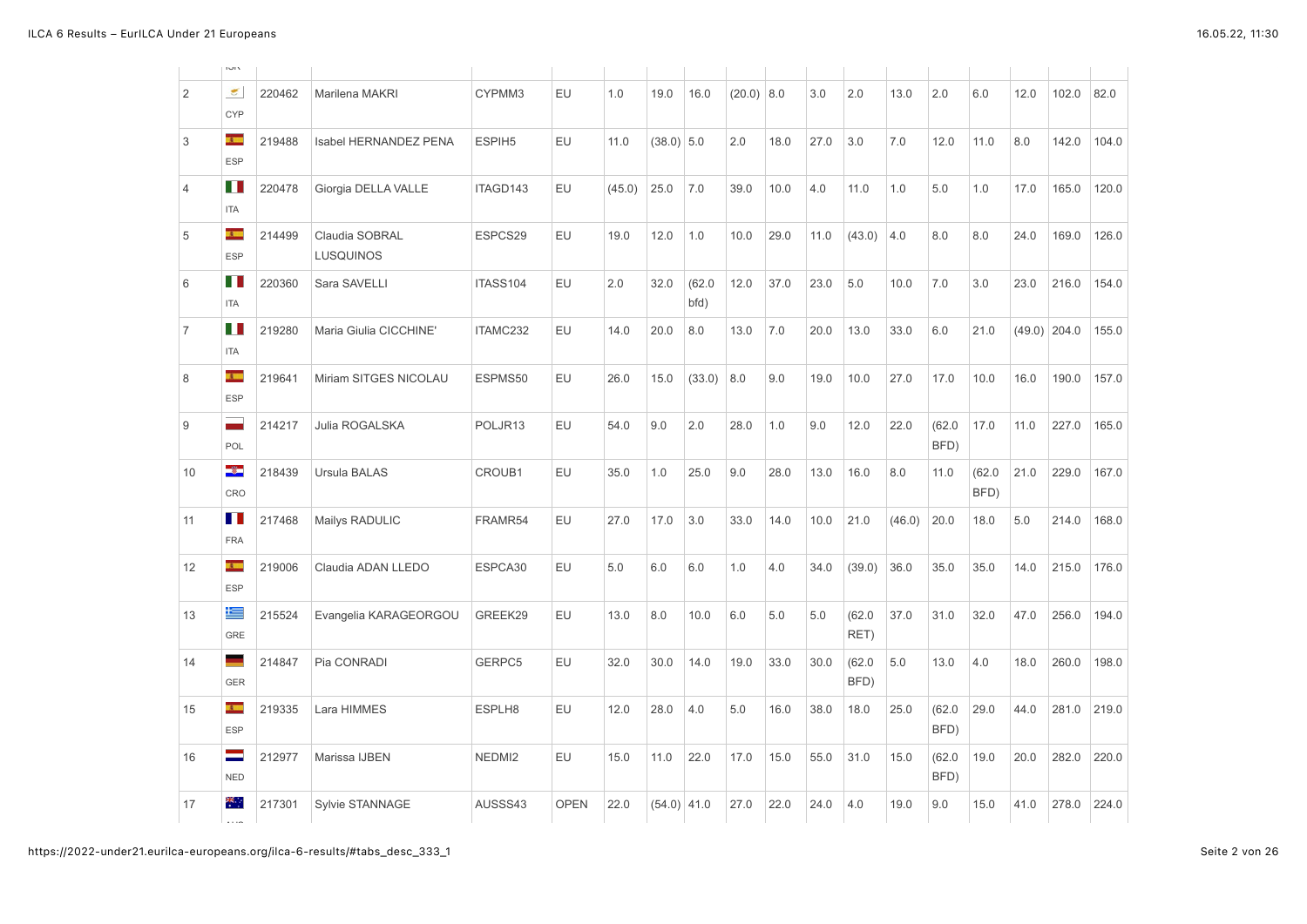| 2 | CYP | 220462 | Marilena MAKRI | CYPMM3 | EU | 1.0 | 19.0 | 16.0 | (20.0) | 8.0 | 3.0 | 2.0 | 13.0 | 2.0 | 6.0 | 12.0 | 102.0 | 82.0 |
|---|---|---|---|---|---|---|---|---|---|---|---|---|---|---|---|---|---|---|
| 3 | ESP | 219488 | Isabel HERNANDEZ PENA | ESPIH5 | EU | 11.0 | (38.0) | 5.0 | 2.0 | 18.0 | 27.0 | 3.0 | 7.0 | 12.0 | 11.0 | 8.0 | 142.0 | 104.0 |
| 4 | ITA | 220478 | Giorgia DELLA VALLE | ITAGD143 | EU | (45.0) | 25.0 | 7.0 | 39.0 | 10.0 | 4.0 | 11.0 | 1.0 | 5.0 | 1.0 | 17.0 | 165.0 | 120.0 |
| 5 | ESP | 214499 | Claudia SOBRAL LUSQUINOS | ESPCS29 | EU | 19.0 | 12.0 | 1.0 | 10.0 | 29.0 | 11.0 | (43.0) | 4.0 | 8.0 | 8.0 | 24.0 | 169.0 | 126.0 |
| 6 | ITA | 220360 | Sara SAVELLI | ITASS104 | EU | 2.0 | 32.0 | (62.0 bfd) | 12.0 | 37.0 | 23.0 | 5.0 | 10.0 | 7.0 | 3.0 | 23.0 | 216.0 | 154.0 |
| 7 | ITA | 219280 | Maria Giulia CICCHINE' | ITAMC232 | EU | 14.0 | 20.0 | 8.0 | 13.0 | 7.0 | 20.0 | 13.0 | 33.0 | 6.0 | 21.0 | (49.0) | 204.0 | 155.0 |
| 8 | ESP | 219641 | Miriam SITGES NICOLAU | ESPMS50 | EU | 26.0 | 15.0 | (33.0) | 8.0 | 9.0 | 19.0 | 10.0 | 27.0 | 17.0 | 10.0 | 16.0 | 190.0 | 157.0 |
| 9 | POL | 214217 | Julia ROGALSKA | POLJR13 | EU | 54.0 | 9.0 | 2.0 | 28.0 | 1.0 | 9.0 | 12.0 | 22.0 | (62.0 BFD) | 17.0 | 11.0 | 227.0 | 165.0 |
| 10 | CRO | 218439 | Ursula BALAS | CROUB1 | EU | 35.0 | 1.0 | 25.0 | 9.0 | 28.0 | 13.0 | 16.0 | 8.0 | 11.0 | (62.0 BFD) | 21.0 | 229.0 | 167.0 |
| 11 | FRA | 217468 | Mailys RADULIC | FRAMR54 | EU | 27.0 | 17.0 | 3.0 | 33.0 | 14.0 | 10.0 | 21.0 | (46.0) | 20.0 | 18.0 | 5.0 | 214.0 | 168.0 |
| 12 | ESP | 219006 | Claudia ADAN LLEDO | ESPCA30 | EU | 5.0 | 6.0 | 6.0 | 1.0 | 4.0 | 34.0 | (39.0) | 36.0 | 35.0 | 35.0 | 14.0 | 215.0 | 176.0 |
| 13 | GRE | 215524 | Evangelia KARAGEORGOU | GREEK29 | EU | 13.0 | 8.0 | 10.0 | 6.0 | 5.0 | 5.0 | (62.0 RET) | 37.0 | 31.0 | 32.0 | 47.0 | 256.0 | 194.0 |
| 14 | GER | 214847 | Pia CONRADI | GERPC5 | EU | 32.0 | 30.0 | 14.0 | 19.0 | 33.0 | 30.0 | (62.0 BFD) | 5.0 | 13.0 | 4.0 | 18.0 | 260.0 | 198.0 |
| 15 | ESP | 219335 | Lara HIMMES | ESPLH8 | EU | 12.0 | 28.0 | 4.0 | 5.0 | 16.0 | 38.0 | 18.0 | 25.0 | (62.0 BFD) | 29.0 | 44.0 | 281.0 | 219.0 |
| 16 | NED | 212977 | Marissa IJBEN | NEDMI2 | EU | 15.0 | 11.0 | 22.0 | 17.0 | 15.0 | 55.0 | 31.0 | 15.0 | (62.0 BFD) | 19.0 | 20.0 | 282.0 | 220.0 |
| 17 | AUS | 217301 | Sylvie STANNAGE | AUSSS43 | OPEN | 22.0 | (54.0) | 41.0 | 27.0 | 22.0 | 24.0 | 4.0 | 19.0 | 9.0 | 15.0 | 41.0 | 278.0 | 224.0 |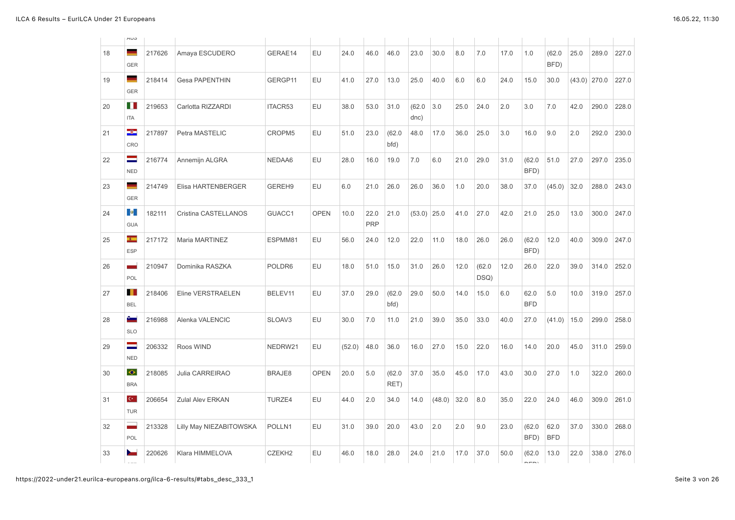| | | | | | | | | | | | | | | | | | | | |
|---|---|---|---|---|---|---|---|---|---|---|---|---|---|---|---|---|---|---|---|
| | AUS | | | | | | | | | | | | | | | | | | |
| 18 | GER | 217626 | Amaya ESCUDERO | GERAE14 | EU | 24.0 | 46.0 | 46.0 | 23.0 | 30.0 | 8.0 | 7.0 | 17.0 | 1.0 | (62.0 BFD) | 25.0 | 289.0 | 227.0 |
| 19 | GER | 218414 | Gesa PAPENTHIN | GERGP11 | EU | 41.0 | 27.0 | 13.0 | 25.0 | 40.0 | 6.0 | 6.0 | 24.0 | 15.0 | 30.0 | (43.0) | 270.0 | 227.0 |
| 20 | ITA | 219653 | Carlotta RIZZARDI | ITACR53 | EU | 38.0 | 53.0 | 31.0 | (62.0 dnc) | 3.0 | 25.0 | 24.0 | 2.0 | 3.0 | 7.0 | 42.0 | 290.0 | 228.0 |
| 21 | CRO | 217897 | Petra MASTELIC | CROPM5 | EU | 51.0 | 23.0 | (62.0 bfd) | 48.0 | 17.0 | 36.0 | 25.0 | 3.0 | 16.0 | 9.0 | 2.0 | 292.0 | 230.0 |
| 22 | NED | 216774 | Annemijn ALGRA | NEDAA6 | EU | 28.0 | 16.0 | 19.0 | 7.0 | 6.0 | 21.0 | 29.0 | 31.0 | (62.0 BFD) | 51.0 | 27.0 | 297.0 | 235.0 |
| 23 | GER | 214749 | Elisa HARTENBERGER | GEREH9 | EU | 6.0 | 21.0 | 26.0 | 26.0 | 36.0 | 1.0 | 20.0 | 38.0 | 37.0 | (45.0) | 32.0 | 288.0 | 243.0 |
| 24 | GUA | 182111 | Cristina CASTELLANOS | GUACC1 | OPEN | 10.0 | 22.0 PRP | 21.0 | (53.0) | 25.0 | 41.0 | 27.0 | 42.0 | 21.0 | 25.0 | 13.0 | 300.0 | 247.0 |
| 25 | ESP | 217172 | Maria MARTINEZ | ESPMM81 | EU | 56.0 | 24.0 | 12.0 | 22.0 | 11.0 | 18.0 | 26.0 | 26.0 | (62.0 BFD) | 12.0 | 40.0 | 309.0 | 247.0 |
| 26 | POL | 210947 | Dominika RASZKA | POLDR6 | EU | 18.0 | 51.0 | 15.0 | 31.0 | 26.0 | 12.0 | (62.0 DSQ) | 12.0 | 26.0 | 22.0 | 39.0 | 314.0 | 252.0 |
| 27 | BEL | 218406 | Eline VERSTRAELEN | BELEV11 | EU | 37.0 | 29.0 | (62.0 bfd) | 29.0 | 50.0 | 14.0 | 15.0 | 6.0 | 62.0 BFD | 5.0 | 10.0 | 319.0 | 257.0 |
| 28 | SLO | 216988 | Alenka VALENCIC | SLOAV3 | EU | 30.0 | 7.0 | 11.0 | 21.0 | 39.0 | 35.0 | 33.0 | 40.0 | 27.0 | (41.0) | 15.0 | 299.0 | 258.0 |
| 29 | NED | 206332 | Roos WIND | NEDRW21 | EU | (52.0) | 48.0 | 36.0 | 16.0 | 27.0 | 15.0 | 22.0 | 16.0 | 14.0 | 20.0 | 45.0 | 311.0 | 259.0 |
| 30 | BRA | 218085 | Julia CARREIRAO | BRAJE8 | OPEN | 20.0 | 5.0 | (62.0 RET) | 37.0 | 35.0 | 45.0 | 17.0 | 43.0 | 30.0 | 27.0 | 1.0 | 322.0 | 260.0 |
| 31 | TUR | 206654 | Zulal Alev ERKAN | TURZE4 | EU | 44.0 | 2.0 | 34.0 | 14.0 | (48.0) | 32.0 | 8.0 | 35.0 | 22.0 | 24.0 | 46.0 | 309.0 | 261.0 |
| 32 | POL | 213328 | Lilly May NIEZABITOWSKA | POLLN1 | EU | 31.0 | 39.0 | 20.0 | 43.0 | 2.0 | 2.0 | 9.0 | 23.0 | (62.0 BFD) | 62.0 BFD | 37.0 | 330.0 | 268.0 |
| 33 | CZE | 220626 | Klara HIMMELOVA | CZEKH2 | EU | 46.0 | 18.0 | 28.0 | 24.0 | 21.0 | 17.0 | 37.0 | 50.0 | (62.0 BFD) | 13.0 | 22.0 | 338.0 | 276.0 |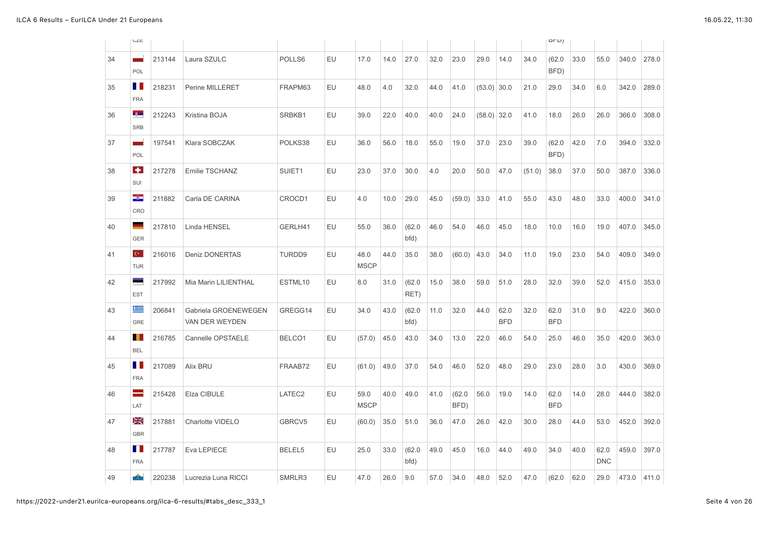| | CZE | | | | | | | | | | | | | BFD) | | | | |
|---|---|---|---|---|---|---|---|---|---|---|---|---|---|---|---|---|---|---|
| 34 | POL | 213144 | Laura SZULC | POLLS6 | EU | 17.0 | 14.0 | 27.0 | 32.0 | 23.0 | 29.0 | 14.0 | 34.0 | (62.0 BFD) | 33.0 | 55.0 | 340.0 | 278.0 |
| 35 | FRA | 218231 | Perine MILLERET | FRAPM63 | EU | 48.0 | 4.0 | 32.0 | 44.0 | 41.0 | (53.0) | 30.0 | 21.0 | 29.0 | 34.0 | 6.0 | 342.0 | 289.0 |
| 36 | SRB | 212243 | Kristina BOJA | SRBKB1 | EU | 39.0 | 22.0 | 40.0 | 40.0 | 24.0 | (58.0) | 32.0 | 41.0 | 18.0 | 26.0 | 26.0 | 366.0 | 308.0 |
| 37 | POL | 197541 | Klara SOBCZAK | POLKS38 | EU | 36.0 | 56.0 | 18.0 | 55.0 | 19.0 | 37.0 | 23.0 | 39.0 | (62.0 BFD) | 42.0 | 7.0 | 394.0 | 332.0 |
| 38 | SUI | 217278 | Emilie TSCHANZ | SUIET1 | EU | 23.0 | 37.0 | 30.0 | 4.0 | 20.0 | 50.0 | 47.0 | (51.0) | 38.0 | 37.0 | 50.0 | 387.0 | 336.0 |
| 39 | CRO | 211882 | Carla DE CARINA | CROCD1 | EU | 4.0 | 10.0 | 29.0 | 45.0 | (59.0) | 33.0 | 41.0 | 55.0 | 43.0 | 48.0 | 33.0 | 400.0 | 341.0 |
| 40 | GER | 217810 | Linda HENSEL | GERLH41 | EU | 55.0 | 36.0 | (62.0 bfd) | 46.0 | 54.0 | 46.0 | 45.0 | 18.0 | 10.0 | 16.0 | 19.0 | 407.0 | 345.0 |
| 41 | TUR | 216016 | Deniz DONERTAS | TURDD9 | EU | 48.0 MSCP | 44.0 | 35.0 | 38.0 | (60.0) | 43.0 | 34.0 | 11.0 | 19.0 | 23.0 | 54.0 | 409.0 | 349.0 |
| 42 | EST | 217992 | Mia Marin LILIENTHAL | ESTML10 | EU | 8.0 | 31.0 | (62.0 RET) | 15.0 | 38.0 | 59.0 | 51.0 | 28.0 | 32.0 | 39.0 | 52.0 | 415.0 | 353.0 |
| 43 | GRE | 206841 | Gabriela GROENEWEGEN VAN DER WEYDEN | GREGG14 | EU | 34.0 | 43.0 | (62.0 bfd) | 11.0 | 32.0 | 44.0 | 62.0 BFD | 32.0 | 62.0 BFD | 31.0 | 9.0 | 422.0 | 360.0 |
| 44 | BEL | 216785 | Cannelle OPSTAELE | BELCO1 | EU | (57.0) | 45.0 | 43.0 | 34.0 | 13.0 | 22.0 | 46.0 | 54.0 | 25.0 | 46.0 | 35.0 | 420.0 | 363.0 |
| 45 | FRA | 217089 | Alix BRU | FRAAB72 | EU | (61.0) | 49.0 | 37.0 | 54.0 | 46.0 | 52.0 | 48.0 | 29.0 | 23.0 | 28.0 | 3.0 | 430.0 | 369.0 |
| 46 | LAT | 215428 | Elza CIBULE | LATEC2 | EU | 59.0 MSCP | 40.0 | 49.0 | 41.0 | (62.0 BFD) | 56.0 | 19.0 | 14.0 | 62.0 BFD | 14.0 | 28.0 | 444.0 | 382.0 |
| 47 | GBR | 217881 | Charlotte VIDELO | GBRCV5 | EU | (60.0) | 35.0 | 51.0 | 36.0 | 47.0 | 26.0 | 42.0 | 30.0 | 28.0 | 44.0 | 53.0 | 452.0 | 392.0 |
| 48 | FRA | 217787 | Eva LEPIECE | BELEL5 | EU | 25.0 | 33.0 | (62.0 bfd) | 49.0 | 45.0 | 16.0 | 44.0 | 49.0 | 34.0 | 40.0 | 62.0 DNC | 459.0 | 397.0 |
| 49 | | 220238 | Lucrezia Luna RICCI | SMRLR3 | EU | 47.0 | 26.0 | 9.0 | 57.0 | 34.0 | 48.0 | 52.0 | 47.0 | (62.0 | 62.0 | 29.0 | 473.0 | 411.0 |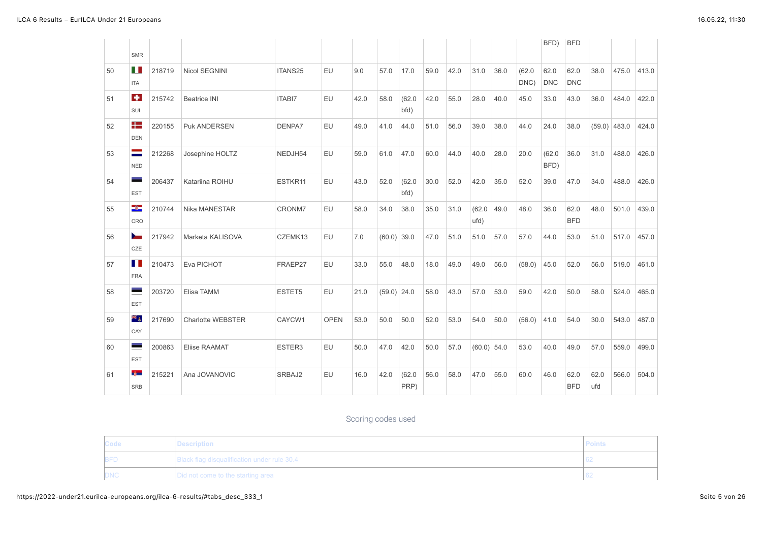| | | | | | | | | | | | | | | | | | | |
|---|---|---|---|---|---|---|---|---|---|---|---|---|---|---|---|---|---|---|
| | SMR | | | | | | | | | | | | | BFD) | BFD | | | |
| 50 | ITA | 218719 | Nicol SEGNINI | ITANS25 | EU | 9.0 | 57.0 | 17.0 | 59.0 | 42.0 | 31.0 | 36.0 | (62.0 DNC) | 62.0 DNC | 62.0 DNC | 38.0 | 475.0 | 413.0 |
| 51 | SUI | 215742 | Beatrice INI | ITABI7 | EU | 42.0 | 58.0 | (62.0 bfd) | 42.0 | 55.0 | 28.0 | 40.0 | 45.0 | 33.0 | 43.0 | 36.0 | 484.0 | 422.0 |
| 52 | DEN | 220155 | Puk ANDERSEN | DENPA7 | EU | 49.0 | 41.0 | 44.0 | 51.0 | 56.0 | 39.0 | 38.0 | 44.0 | 24.0 | 38.0 | (59.0) | 483.0 | 424.0 |
| 53 | NED | 212268 | Josephine HOLTZ | NEDJH54 | EU | 59.0 | 61.0 | 47.0 | 60.0 | 44.0 | 40.0 | 28.0 | 20.0 | (62.0 BFD) | 36.0 | 31.0 | 488.0 | 426.0 |
| 54 | EST | 206437 | Katariina ROIHU | ESTKR11 | EU | 43.0 | 52.0 | (62.0 bfd) | 30.0 | 52.0 | 42.0 | 35.0 | 52.0 | 39.0 | 47.0 | 34.0 | 488.0 | 426.0 |
| 55 | CRO | 210744 | Nika MANESTAR | CRONM7 | EU | 58.0 | 34.0 | 38.0 | 35.0 | 31.0 | (62.0 ufd) | 49.0 | 48.0 | 36.0 | 62.0 BFD | 48.0 | 501.0 | 439.0 |
| 56 | CZE | 217942 | Marketa KALISOVA | CZEMK13 | EU | 7.0 | (60.0) | 39.0 | 47.0 | 51.0 | 51.0 | 57.0 | 57.0 | 44.0 | 53.0 | 51.0 | 517.0 | 457.0 |
| 57 | FRA | 210473 | Eva PICHOT | FRAEP27 | EU | 33.0 | 55.0 | 48.0 | 18.0 | 49.0 | 49.0 | 56.0 | (58.0) | 45.0 | 52.0 | 56.0 | 519.0 | 461.0 |
| 58 | EST | 203720 | Elisa TAMM | ESTET5 | EU | 21.0 | (59.0) | 24.0 | 58.0 | 43.0 | 57.0 | 53.0 | 59.0 | 42.0 | 50.0 | 58.0 | 524.0 | 465.0 |
| 59 | CAY | 217690 | Charlotte WEBSTER | CAYCW1 | OPEN | 53.0 | 50.0 | 50.0 | 52.0 | 53.0 | 54.0 | 50.0 | (56.0) | 41.0 | 54.0 | 30.0 | 543.0 | 487.0 |
| 60 | EST | 200863 | Eliise RAAMAT | ESTER3 | EU | 50.0 | 47.0 | 42.0 | 50.0 | 57.0 | (60.0) | 54.0 | 53.0 | 40.0 | 49.0 | 57.0 | 559.0 | 499.0 |
| 61 | SRB | 215221 | Ana JOVANOVIC | SRBAJ2 | EU | 16.0 | 42.0 | (62.0 PRP) | 56.0 | 58.0 | 47.0 | 55.0 | 60.0 | 46.0 | 62.0 BFD | 62.0 ufd | 566.0 | 504.0 |

Scoring codes used

| Code | Description | Points |
|---|---|---|
| BFD | Black flag disqualification under rule 30.4 | 62 |
| DNC | Did not come to the starting area | 62 |